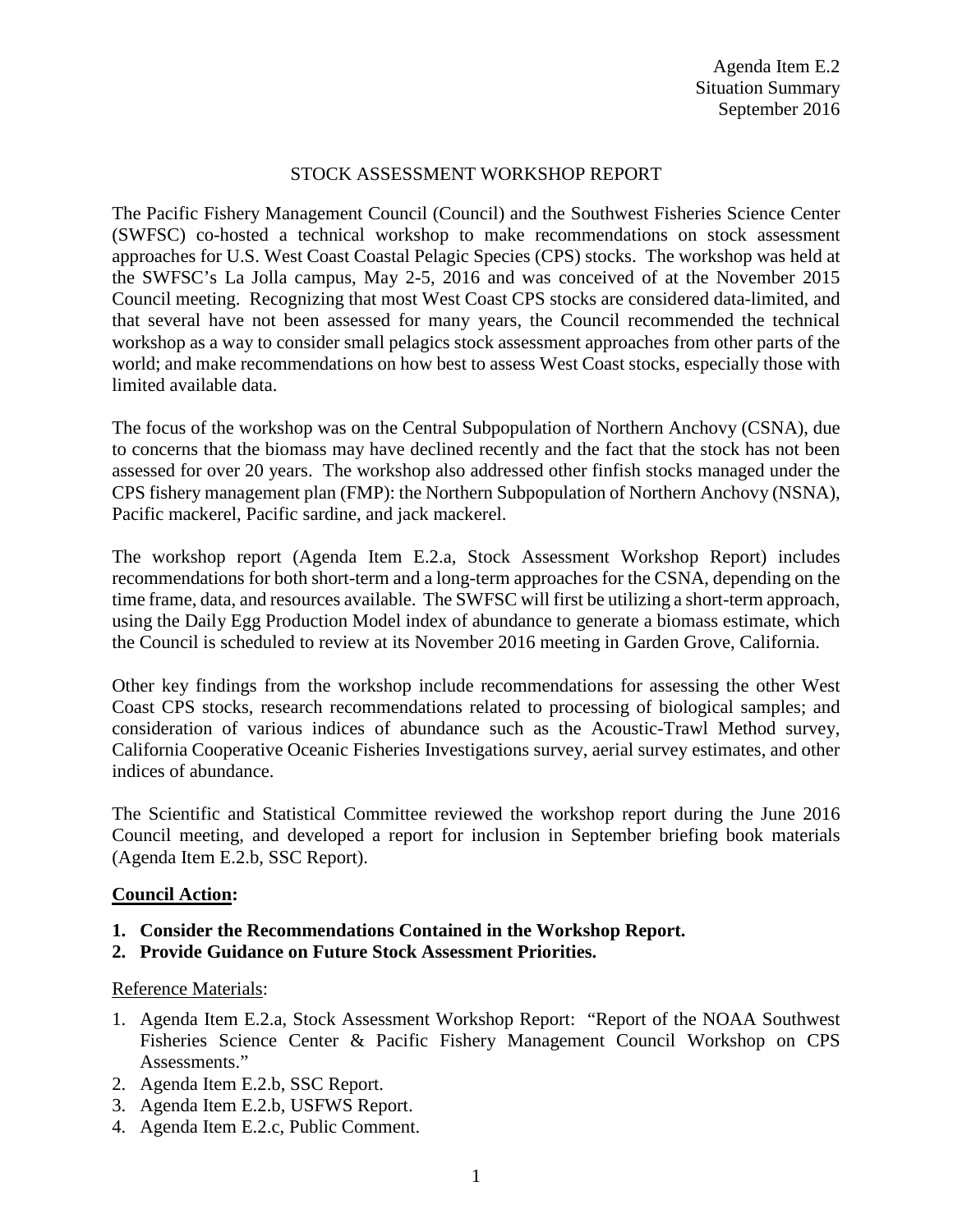Agenda Item E.2
Situation Summary
September 2016

# STOCK ASSESSMENT WORKSHOP REPORT

The Pacific Fishery Management Council (Council) and the Southwest Fisheries Science Center (SWFSC) co-hosted a technical workshop to make recommendations on stock assessment approaches for U.S. West Coast Coastal Pelagic Species (CPS) stocks. The workshop was held at the SWFSC's La Jolla campus, May 2-5, 2016 and was conceived of at the November 2015 Council meeting. Recognizing that most West Coast CPS stocks are considered data-limited, and that several have not been assessed for many years, the Council recommended the technical workshop as a way to consider small pelagics stock assessment approaches from other parts of the world; and make recommendations on how best to assess West Coast stocks, especially those with limited available data.

The focus of the workshop was on the Central Subpopulation of Northern Anchovy (CSNA), due to concerns that the biomass may have declined recently and the fact that the stock has not been assessed for over 20 years. The workshop also addressed other finfish stocks managed under the CPS fishery management plan (FMP): the Northern Subpopulation of Northern Anchovy (NSNA), Pacific mackerel, Pacific sardine, and jack mackerel.

The workshop report (Agenda Item E.2.a, Stock Assessment Workshop Report) includes recommendations for both short-term and a long-term approaches for the CSNA, depending on the time frame, data, and resources available. The SWFSC will first be utilizing a short-term approach, using the Daily Egg Production Model index of abundance to generate a biomass estimate, which the Council is scheduled to review at its November 2016 meeting in Garden Grove, California.

Other key findings from the workshop include recommendations for assessing the other West Coast CPS stocks, research recommendations related to processing of biological samples; and consideration of various indices of abundance such as the Acoustic-Trawl Method survey, California Cooperative Oceanic Fisheries Investigations survey, aerial survey estimates, and other indices of abundance.

The Scientific and Statistical Committee reviewed the workshop report during the June 2016 Council meeting, and developed a report for inclusion in September briefing book materials (Agenda Item E.2.b, SSC Report).

**Council Action:**

1. **Consider the Recommendations Contained in the Workshop Report.**
2. **Provide Guidance on Future Stock Assessment Priorities.**

Reference Materials:

1. Agenda Item E.2.a, Stock Assessment Workshop Report: "Report of the NOAA Southwest Fisheries Science Center & Pacific Fishery Management Council Workshop on CPS Assessments."
2. Agenda Item E.2.b, SSC Report.
3. Agenda Item E.2.b, USFWS Report.
4. Agenda Item E.2.c, Public Comment.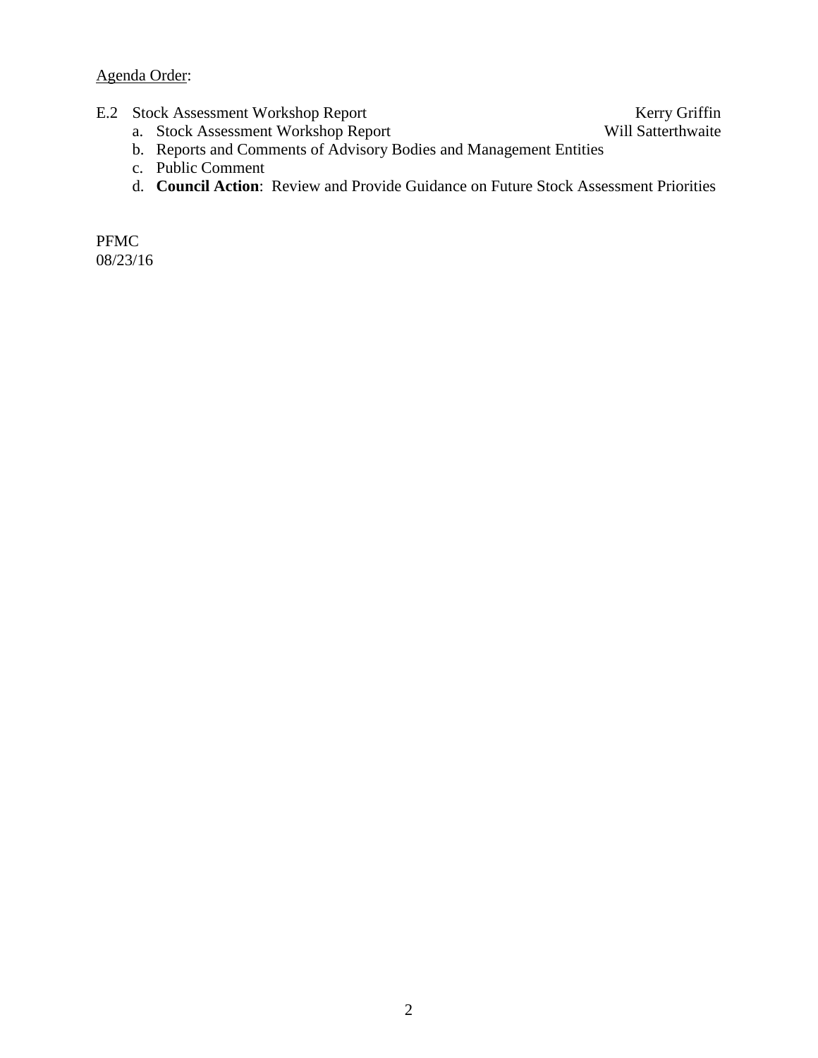Agenda Order:

E.2 Stock Assessment Workshop Report Kerry Griffin

a. Stock Assessment Workshop Report Will Satterthwaite
b. Reports and Comments of Advisory Bodies and Management Entities
c. Public Comment
d. **Council Action**: Review and Provide Guidance on Future Stock Assessment Priorities

PFMC
08/23/16